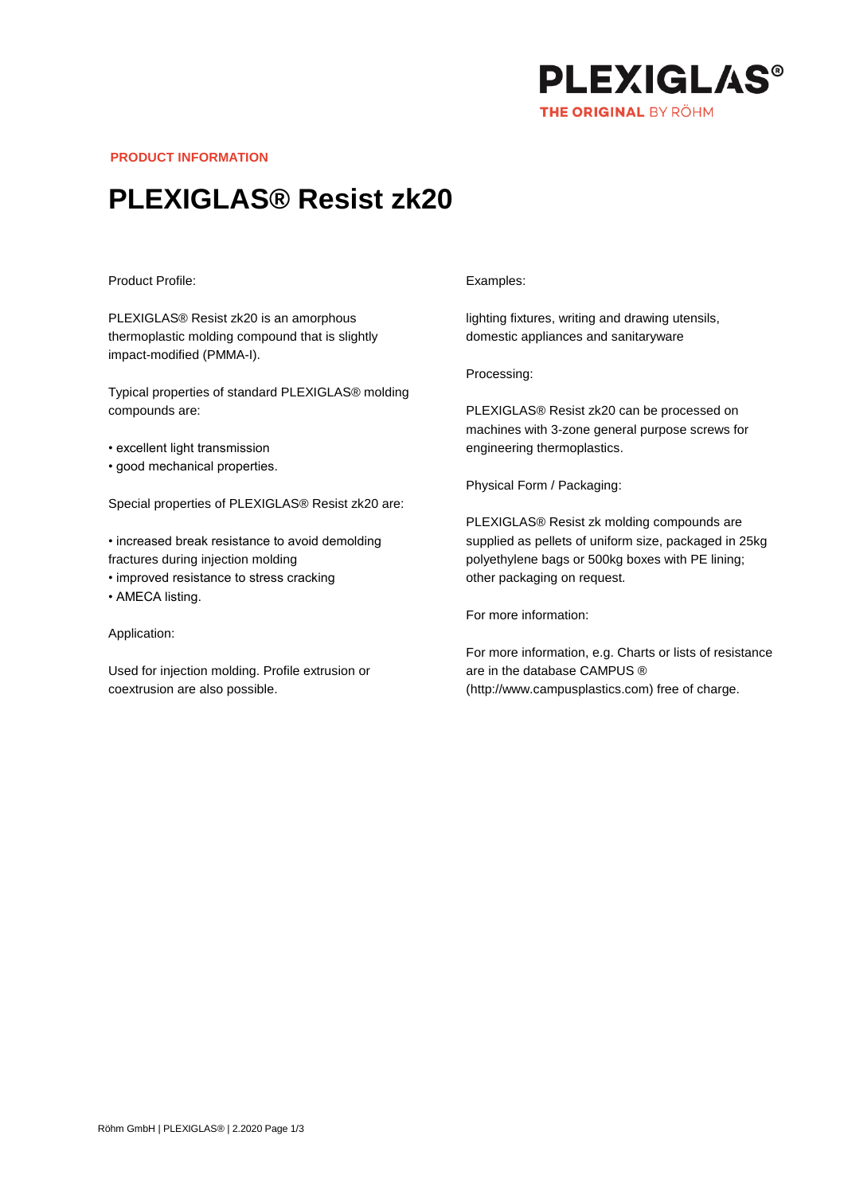PLEXIGLAS®

THE ORIGINAL BY RÖHM

**PRODUCT INFORMATION**

# PLEXIGLAS® Resist zk20

Product Profile:

PLEXIGLAS® Resist zk20 is an amorphous thermoplastic molding compound that is slightly impact-modified (PMMA-I).

Typical properties of standard PLEXIGLAS® molding compounds are:

• excellent light transmission
• good mechanical properties.

Special properties of PLEXIGLAS® Resist zk20 are:

• increased break resistance to avoid demolding fractures during injection molding
• improved resistance to stress cracking
• AMECA listing.

Application:

Used for injection molding. Profile extrusion or coextrusion are also possible.

Examples:

lighting fixtures, writing and drawing utensils, domestic appliances and sanitaryware

Processing:

PLEXIGLAS® Resist zk20 can be processed on machines with 3-zone general purpose screws for engineering thermoplastics.

Physical Form / Packaging:

PLEXIGLAS® Resist zk molding compounds are supplied as pellets of uniform size, packaged in 25kg polyethylene bags or 500kg boxes with PE lining; other packaging on request.

For more information:

For more information, e.g. Charts or lists of resistance are in the database CAMPUS ® (http://www.campusplastics.com) free of charge.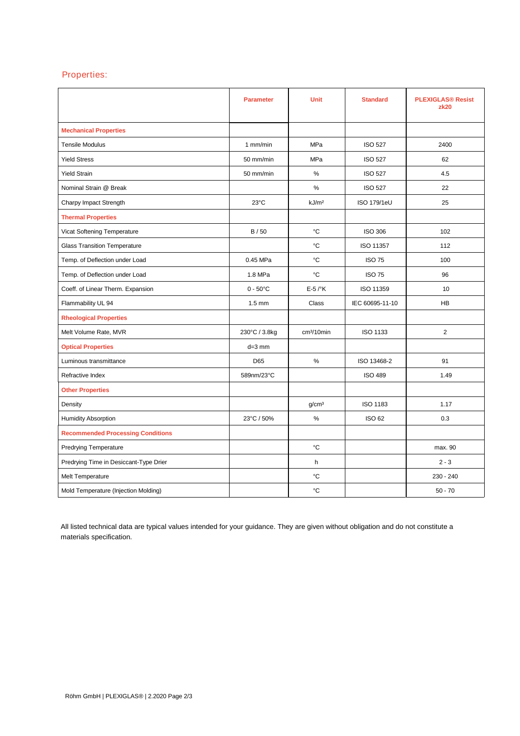## Properties:

| | Parameter | Unit | Standard | PLEXIGLAS® Resist zk20 |
|---|---|---|---|---|
| **Mechanical Properties** | | | | |
| Tensile Modulus | 1 mm/min | MPa | ISO 527 | 2400 |
| Yield Stress | 50 mm/min | MPa | ISO 527 | 62 |
| Yield Strain | 50 mm/min | % | ISO 527 | 4.5 |
| Nominal Strain @ Break | | % | ISO 527 | 22 |
| Charpy Impact Strength | 23°C | $kJ/m^2$ | ISO 179/1eU | 25 |
| **Thermal Properties** | | | | |
| Vicat Softening Temperature | B / 50 | °C | ISO 306 | 102 |
| Glass Transition Temperature | | °C | ISO 11357 | 112 |
| Temp. of Deflection under Load | 0.45 MPa | °C | ISO 75 | 100 |
| Temp. of Deflection under Load | 1.8 MPa | °C | ISO 75 | 96 |
| Coeff. of Linear Therm. Expansion | 0 - 50°C | E-5 /°K | ISO 11359 | 10 |
| Flammability UL 94 | 1.5 mm | Class | IEC 60695-11-10 | HB |
| **Rheological Properties** | | | | |
| Melt Volume Rate, MVR | 230°C / 3.8kg | $cm^3/10min$ | ISO 1133 | 2 |
| **Optical Properties** | d=3 mm | | | |
| Luminous transmittance | D65 | % | ISO 13468-2 | 91 |
| Refractive Index | 589nm/23°C | | ISO 489 | 1.49 |
| **Other Properties** | | | | |
| Density | | $g/cm^3$ | ISO 1183 | 1.17 |
| Humidity Absorption | 23°C / 50% | % | ISO 62 | 0.3 |
| **Recommended Processing Conditions** | | | | |
| Predrying Temperature | | °C | | max. 90 |
| Predrying Time in Desiccant-Type Drier | | h | | 2 - 3 |
| Melt Temperature | | °C | | 230 - 240 |
| Mold Temperature (Injection Molding) | | °C | | 50 - 70 |

All listed technical data are typical values intended for your guidance. They are given without obligation and do not constitute a materials specification.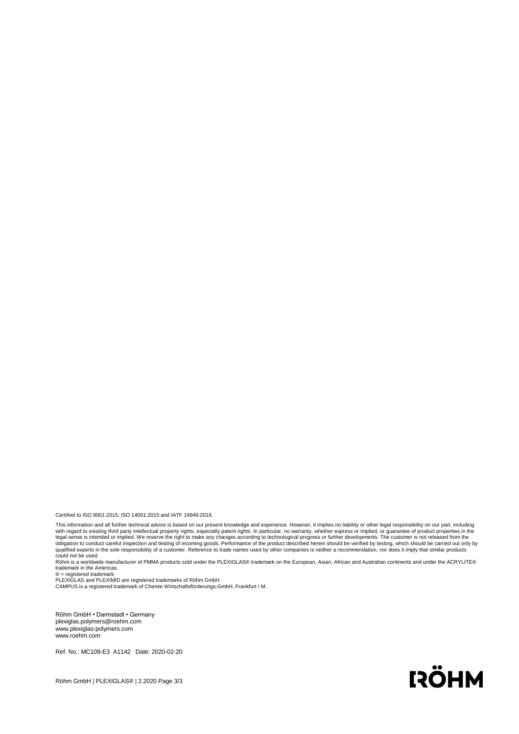Certified to ISO 9001:2015, ISO 14001:2015 and IATF 16949:2016.

This information and all further technical advice is based on our present knowledge and experience. However, it implies no liability or other legal responsibility on our part, including with regard to existing third party intellectual property rights, especially patent rights. In particular, no warranty, whether express or implied, or guarantee of product properties in the legal sense is intended or implied. We reserve the right to make any changes according to technological progress or further developments. The customer is not released from the obligation to conduct careful inspection and testing of incoming goods. Performance of the product described herein should be verified by testing, which should be carried out only by qualified experts in the sole responsibility of a customer. Reference to trade names used by other companies is neither a recommendation, nor does it imply that similar products could not be used.
Röhm is a worldwide manufacturer of PMMA products sold under the PLEXIGLAS® trademark on the European, Asian, African and Australian continents and under the ACRYLITE® trademark in the Americas.
® = registered trademark
PLEXIGLAS and PLEXIMID are registered trademarks of Röhm GmbH.
CAMPUS is a registered trademark of Chemie Wirtschaftsförderungs-GmbH, Frankfurt / M.

Röhm GmbH • Darmstadt • Germany
plexiglas.polymers@roehm.com
www.plexiglas-polymers.com
www.roehm.com

Ref. No.: MC109-E3 A1142 Date: 2020-02-20

RÖHM